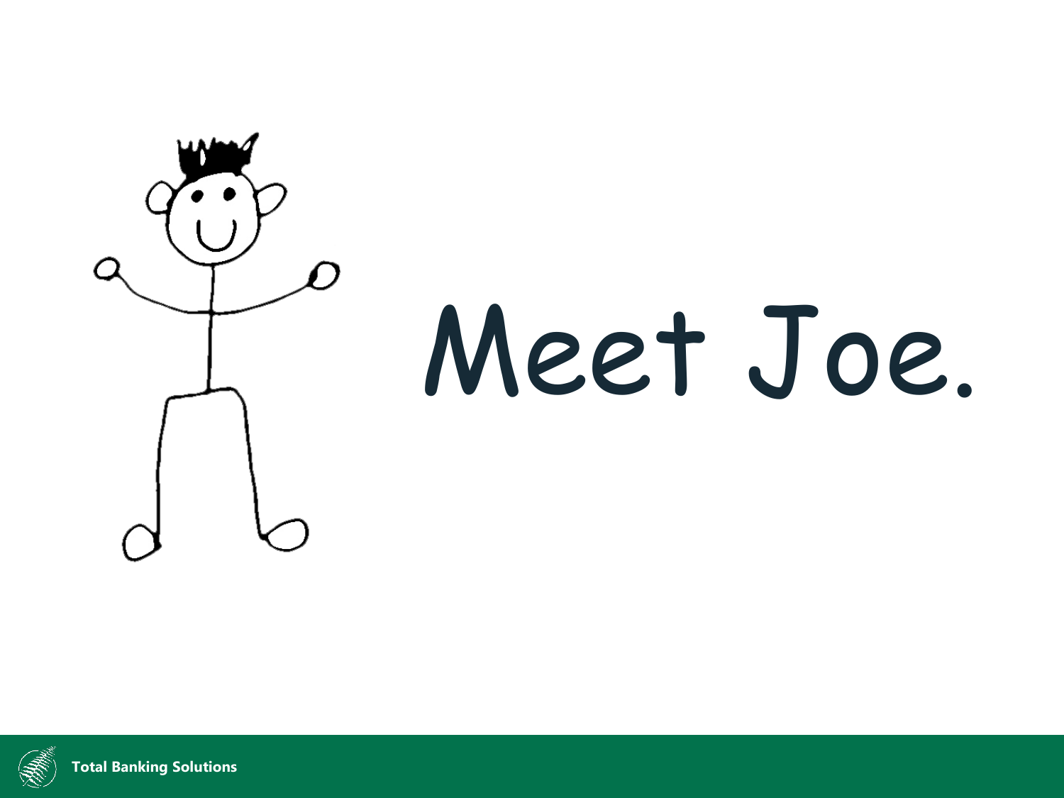# Meet Joe.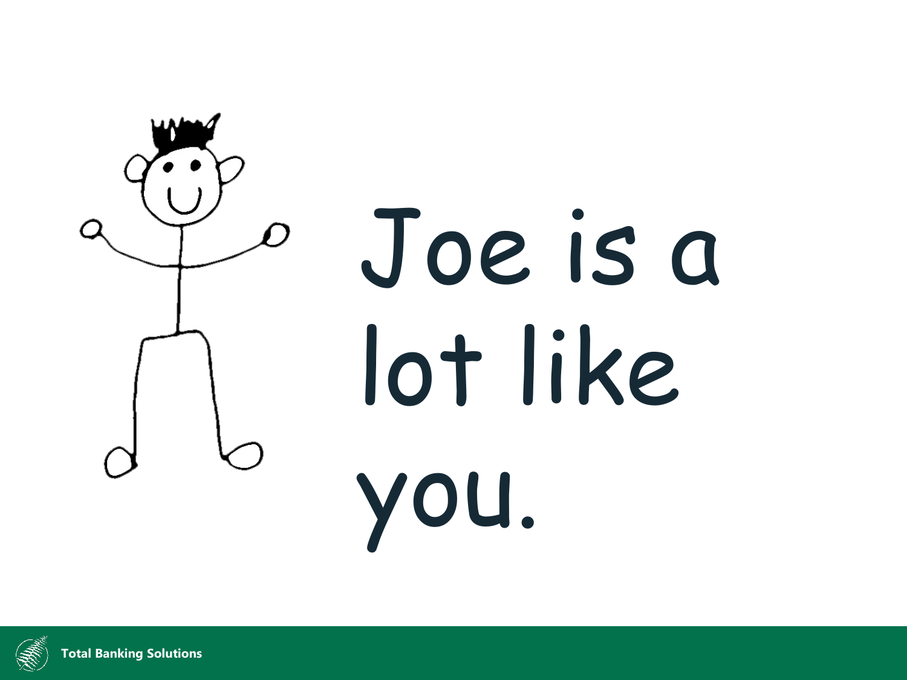Joe is a lot like you.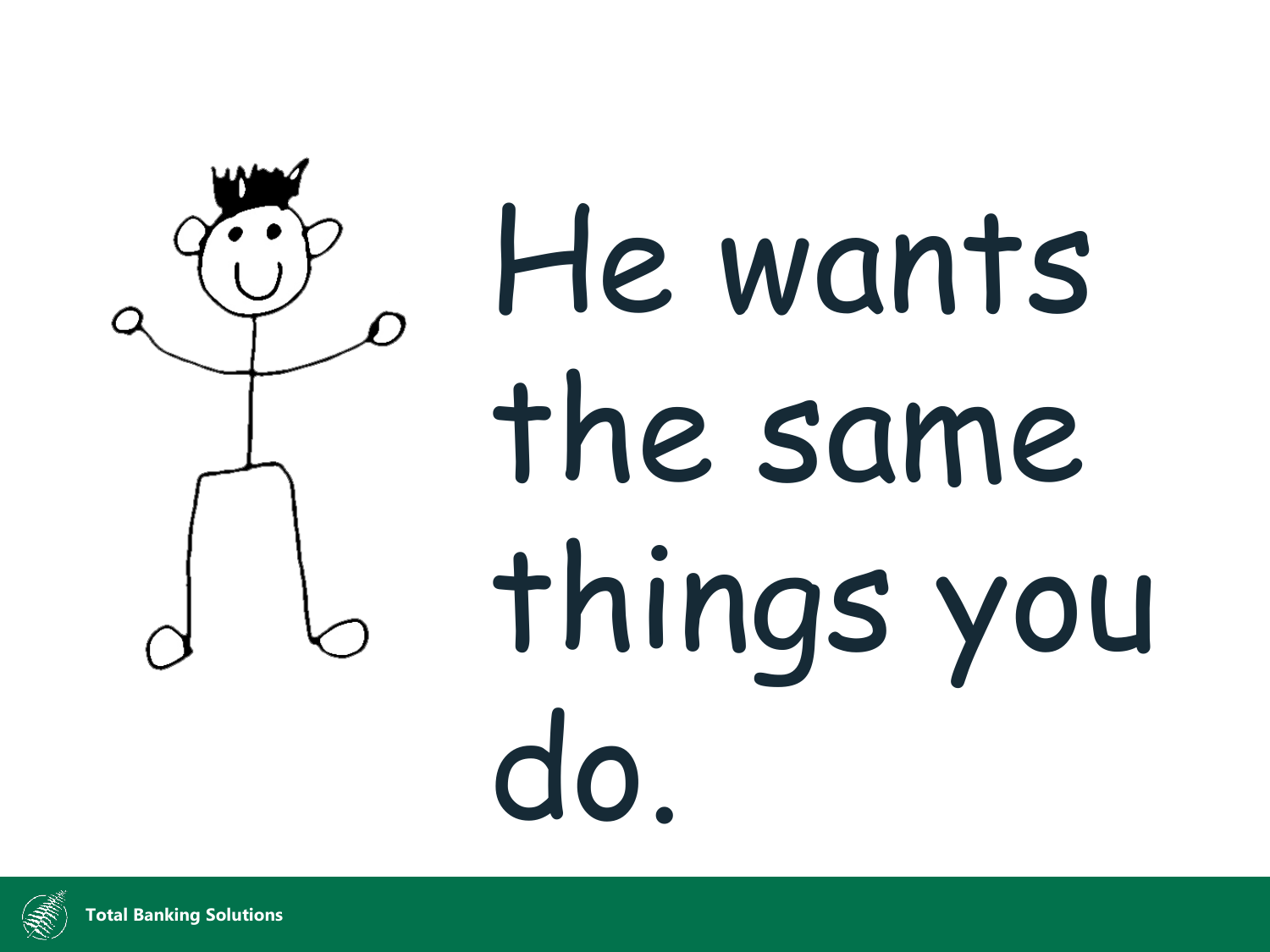He wants the same things you do.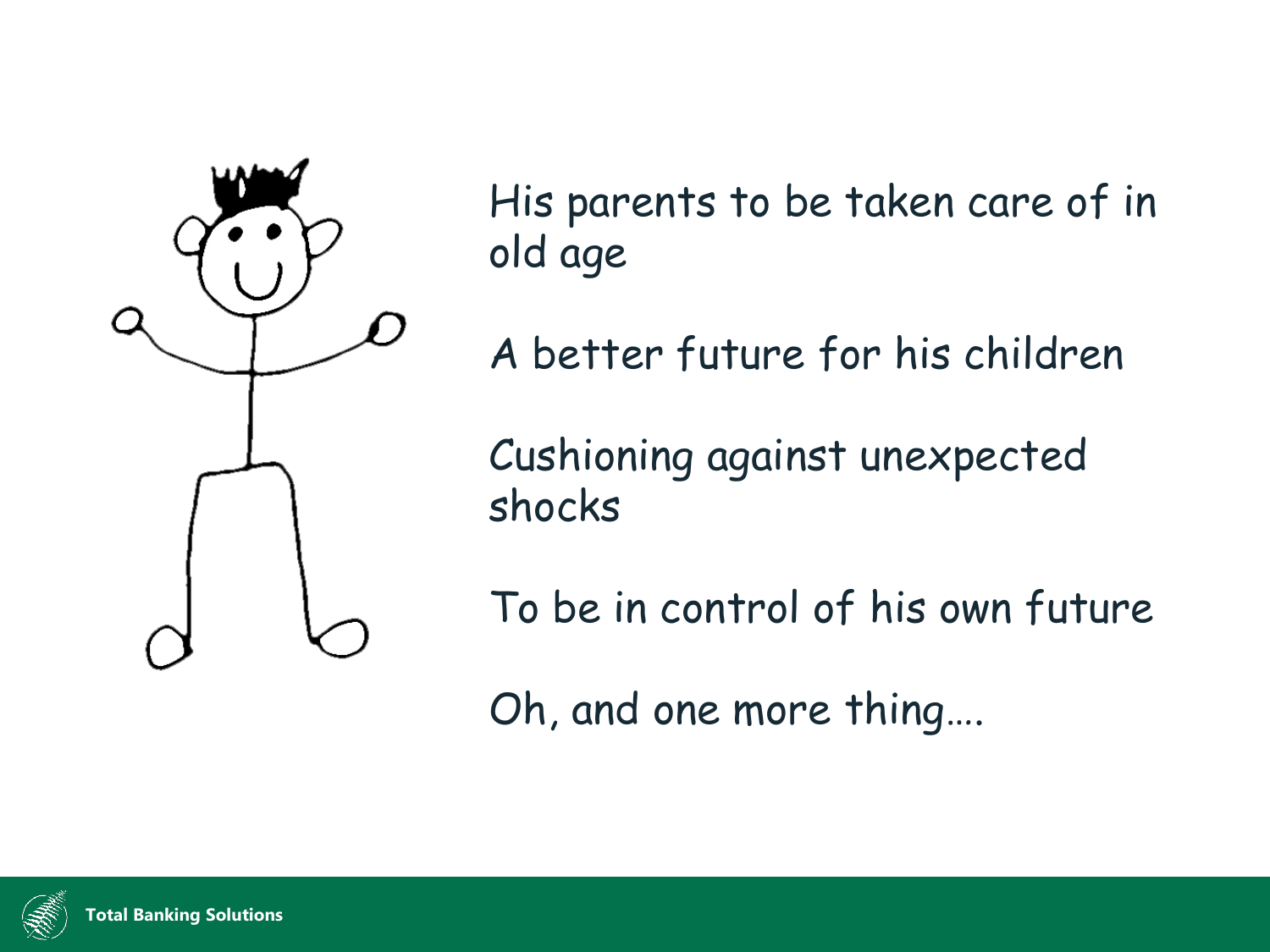His parents to be taken care of in old age

A better future for his children

Cushioning against unexpected shocks

To be in control of his own future

Oh, and one more thing….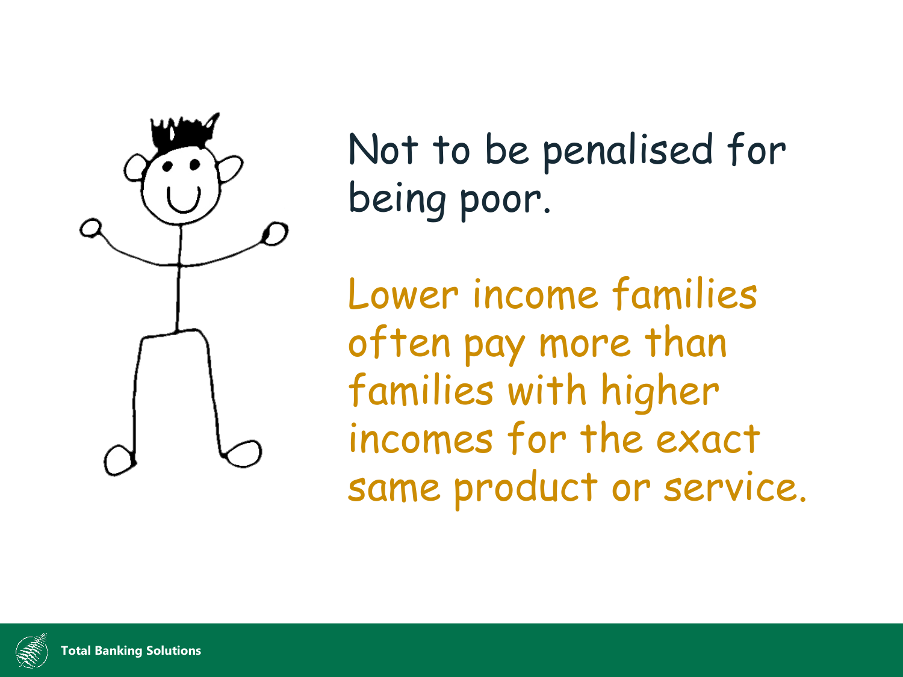Not to be penalised for being poor.

Lower income families often pay more than families with higher incomes for the exact same product or service.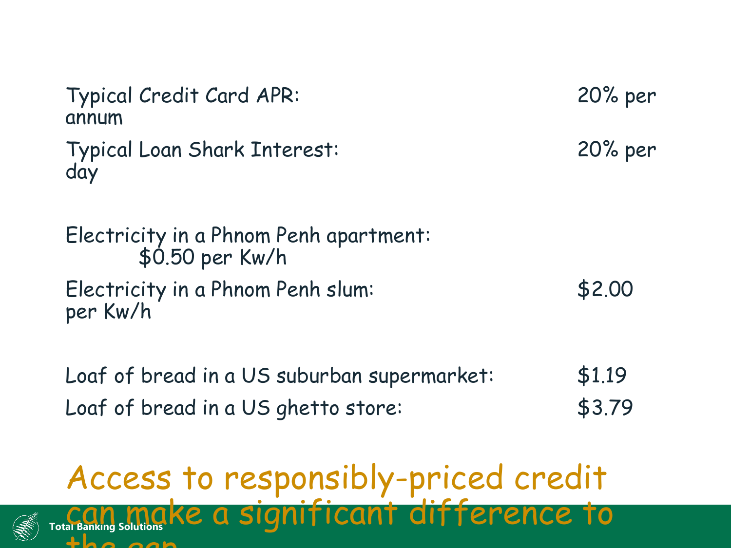| | |
|---|---|
| Typical Credit Card APR: | 20% per annum |
| Typical Loan Shark Interest: | 20% per day |
| Electricity in a Phnom Penh apartment: | $0.50 per Kw/h |
| Electricity in a Phnom Penh slum: | $2.00 per Kw/h |
| Loaf of bread in a US suburban supermarket: | $1.19 |
| Loaf of bread in a US ghetto store: | $3.79 |

Access to responsibly-priced credit can make a significant difference to the gap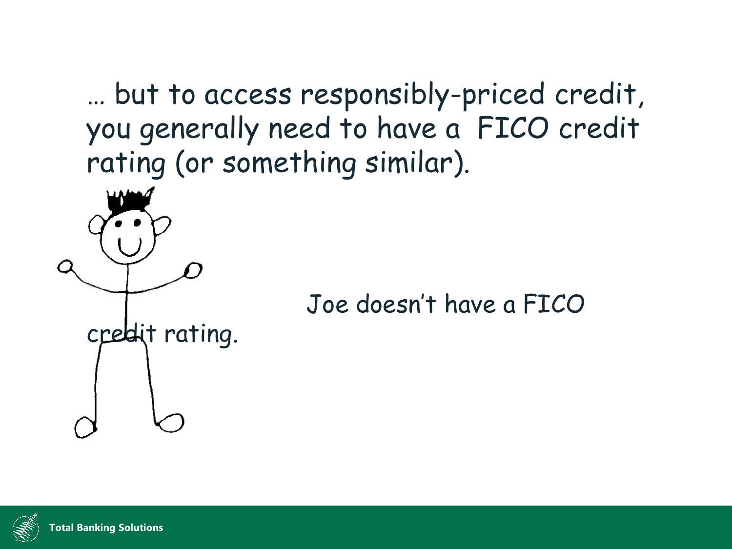… but to access responsibly-priced credit, you generally need to have a FICO credit rating (or something similar).

Joe doesn't have a FICO credit rating.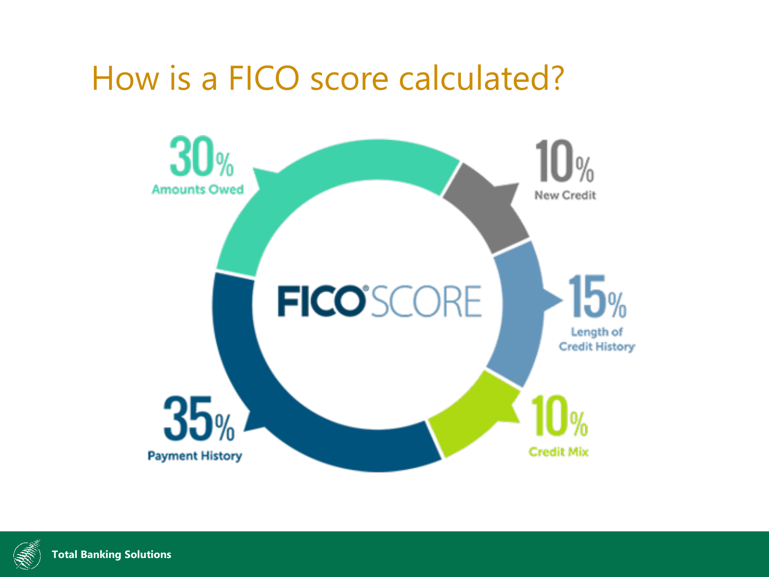# How is a FICO score calculated?

FICO SCORE

- 35% Payment History
- 30% Amounts Owed
- 15% Length of Credit History
- 10% New Credit
- 10% Credit Mix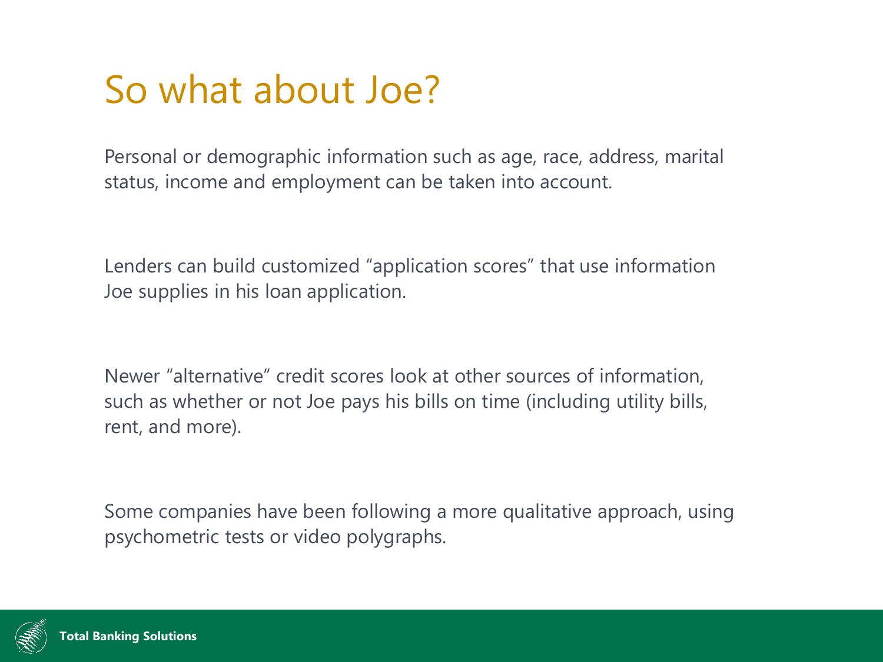# So what about Joe?

Personal or demographic information such as age, race, address, marital status, income and employment can be taken into account.

Lenders can build customized "application scores" that use information Joe supplies in his loan application.

Newer "alternative" credit scores look at other sources of information, such as whether or not Joe pays his bills on time (including utility bills, rent, and more).

Some companies have been following a more qualitative approach, using psychometric tests or video polygraphs.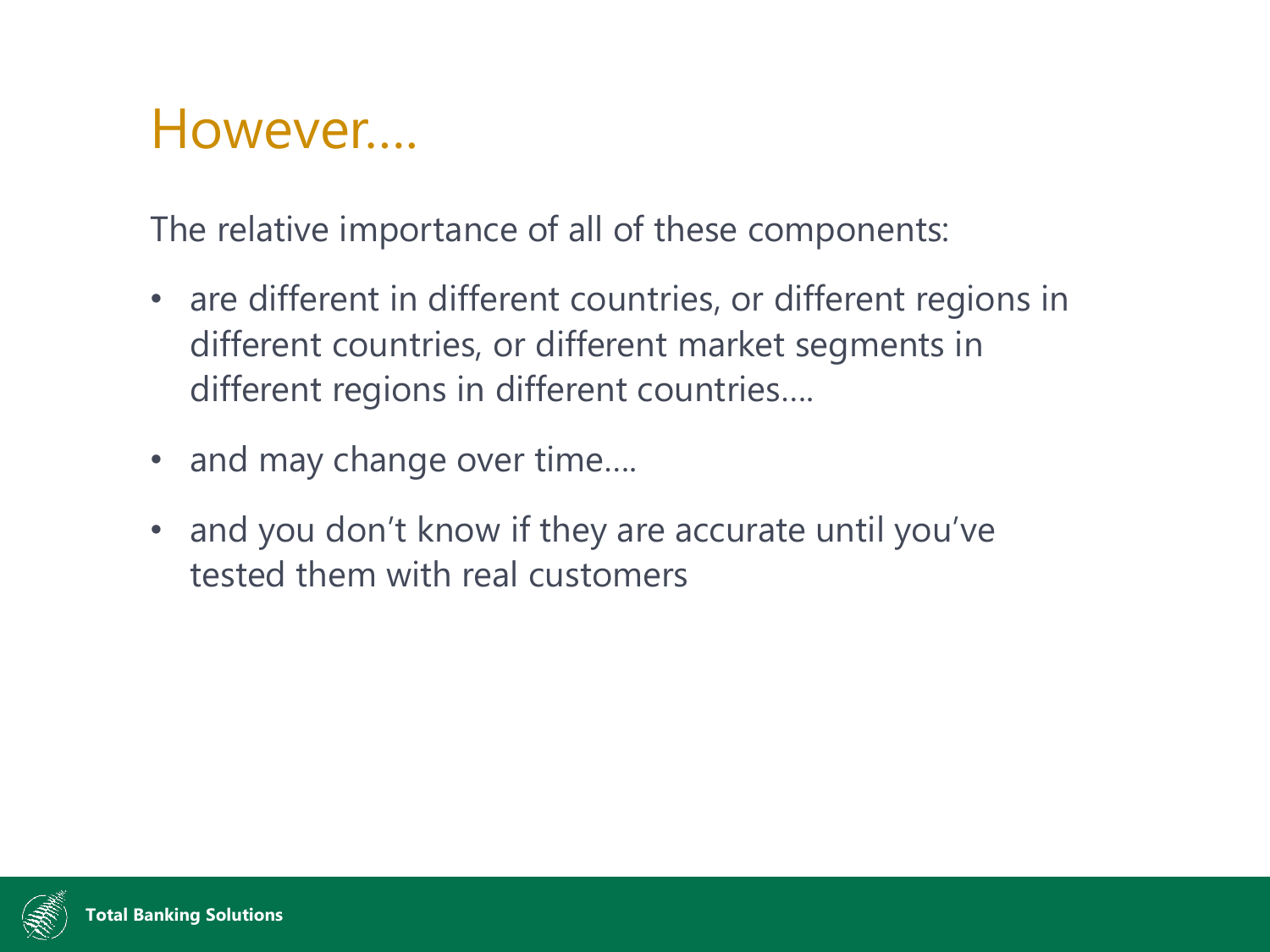# However....

The relative importance of all of these components:

- are different in different countries, or different regions in different countries, or different market segments in different regions in different countries....
- and may change over time....
- and you don't know if they are accurate until you've tested them with real customers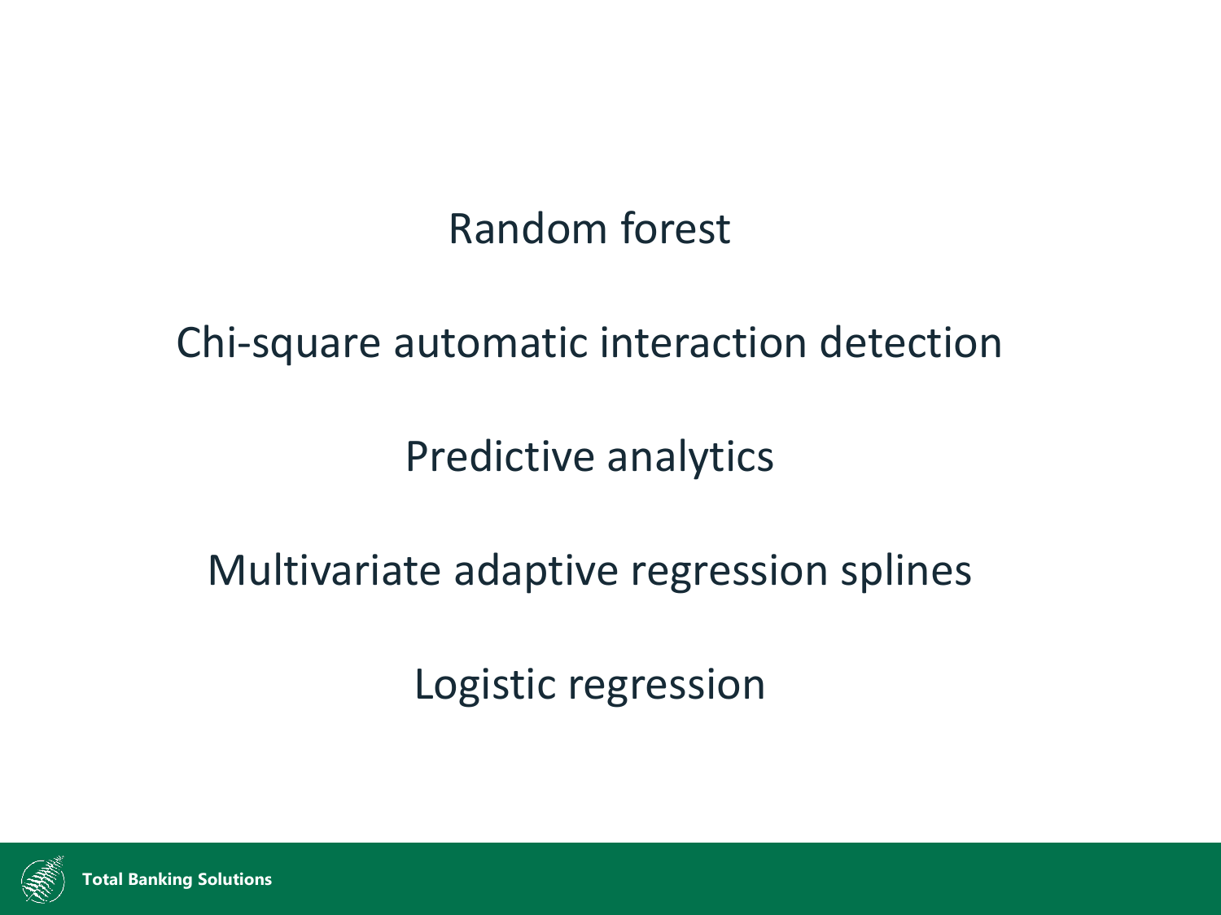Random forest

Chi-square automatic interaction detection

Predictive analytics

Multivariate adaptive regression splines

Logistic regression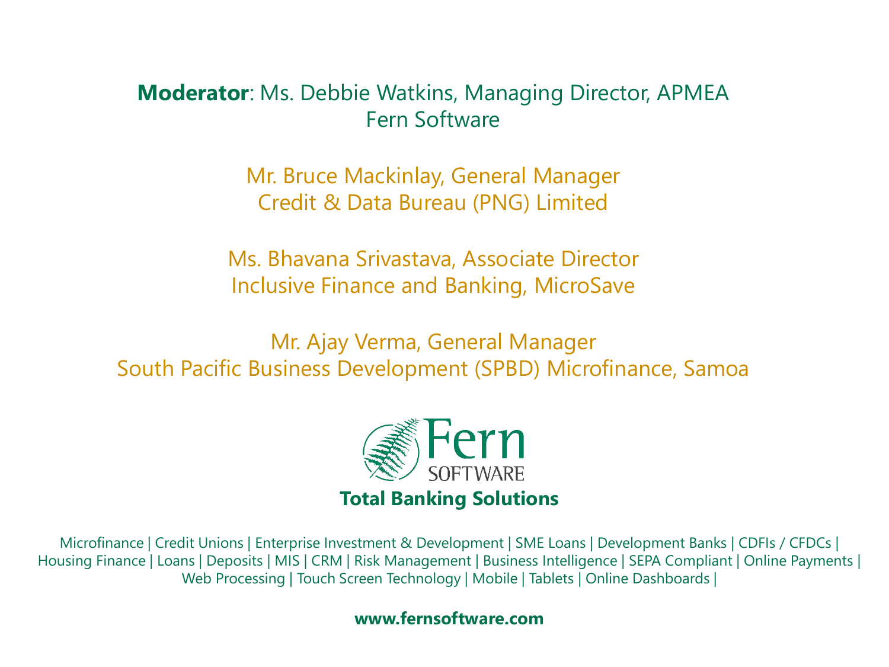**Moderator**: Ms. Debbie Watkins, Managing Director, APMEA
Fern Software

Mr. Bruce Mackinlay, General Manager
Credit & Data Bureau (PNG) Limited

Ms. Bhavana Srivastava, Associate Director
Inclusive Finance and Banking, MicroSave

Mr. Ajay Verma, General Manager
South Pacific Business Development (SPBD) Microfinance, Samoa

Fern
SOFTWARE

**Total Banking Solutions**

Microfinance | Credit Unions | Enterprise Investment & Development | SME Loans | Development Banks | CDFIs / CFDCs | Housing Finance | Loans | Deposits | MIS | CRM | Risk Management | Business Intelligence | SEPA Compliant | Online Payments | Web Processing | Touch Screen Technology | Mobile | Tablets | Online Dashboards |

**www.fernsoftware.com**